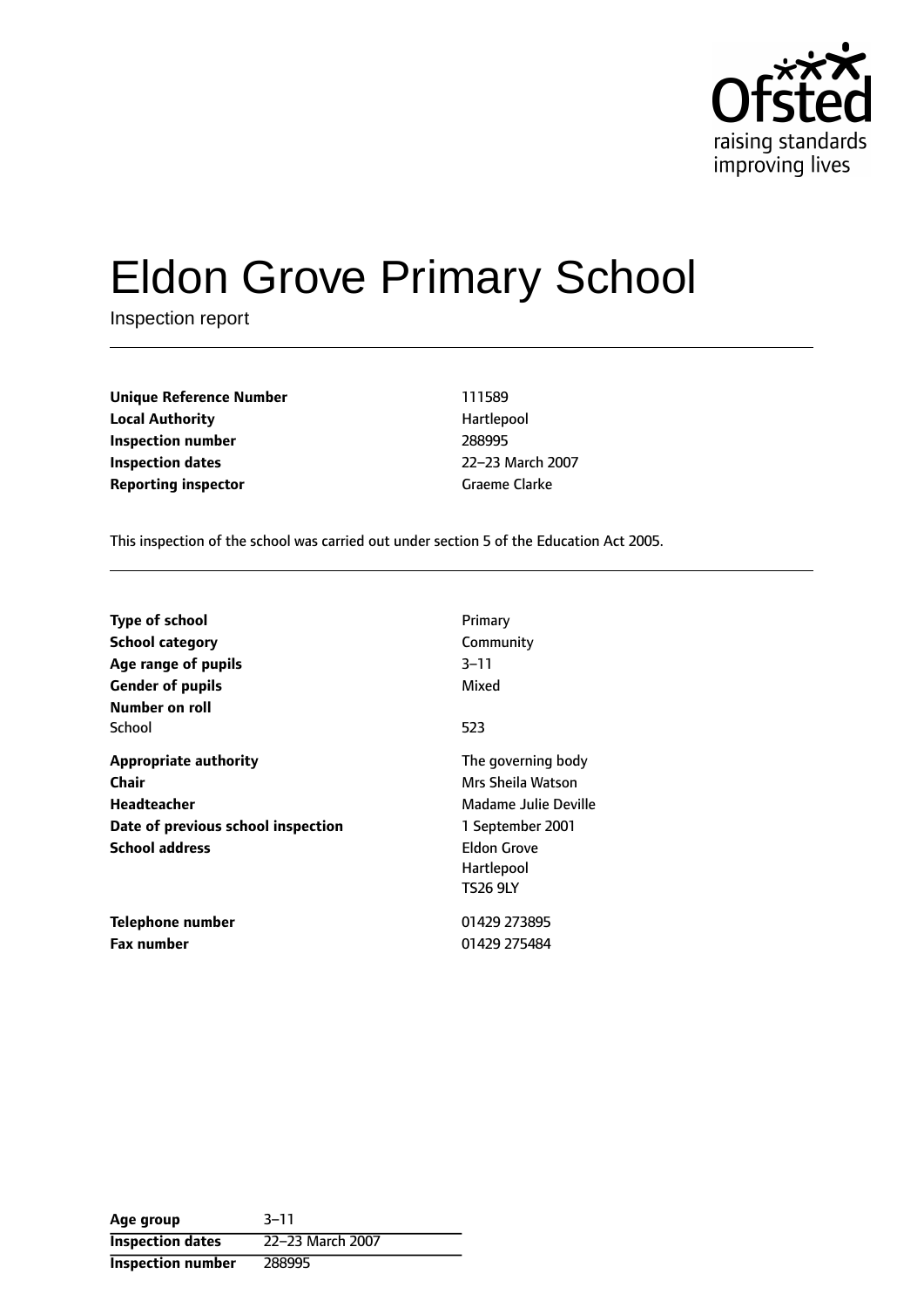# Eldon Grove Primary School

Inspection report

| | |
|---|---|
| **Unique Reference Number** | 111589 |
| **Local Authority** | Hartlepool |
| **Inspection number** | 288995 |
| **Inspection dates** | 22–23 March 2007 |
| **Reporting inspector** | Graeme Clarke |

This inspection of the school was carried out under section 5 of the Education Act 2005.

| | |
|---|---|
| **Type of school** | Primary |
| **School category** | Community |
| **Age range of pupils** | 3–11 |
| **Gender of pupils** | Mixed |
| **Number on roll** | |
| School | 523 |
| **Appropriate authority** | The governing body |
| **Chair** | Mrs Sheila Watson |
| **Headteacher** | Madame Julie Deville |
| **Date of previous school inspection** | 1 September 2001 |
| **School address** | Eldon Grove<br>Hartlepool<br>TS26 9LY |
| **Telephone number** | 01429 273895 |
| **Fax number** | 01429 275484 |

| | |
|---|---|
| **Age group** | 3–11 |
| **Inspection dates** | 22–23 March 2007 |
| **Inspection number** | 288995 |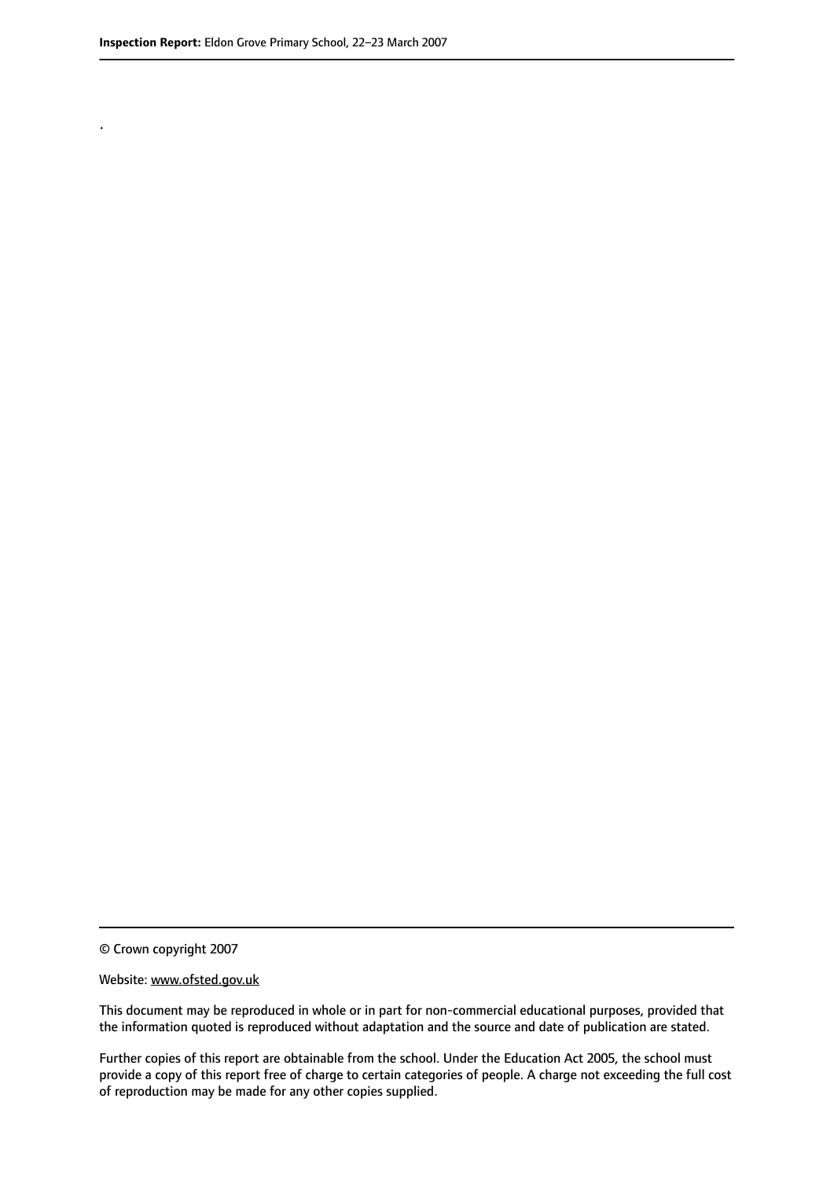.

© Crown copyright 2007

Website: www.ofsted.gov.uk

This document may be reproduced in whole or in part for non-commercial educational purposes, provided that the information quoted is reproduced without adaptation and the source and date of publication are stated.

Further copies of this report are obtainable from the school. Under the Education Act 2005, the school must provide a copy of this report free of charge to certain categories of people. A charge not exceeding the full cost of reproduction may be made for any other copies supplied.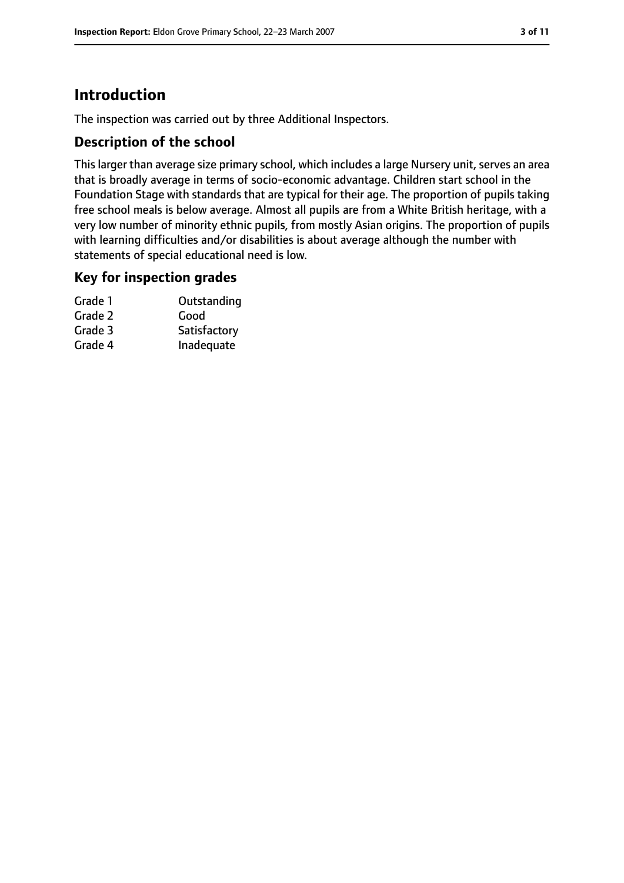# Introduction

The inspection was carried out by three Additional Inspectors.

## Description of the school

This larger than average size primary school, which includes a large Nursery unit, serves an area that is broadly average in terms of socio-economic advantage. Children start school in the Foundation Stage with standards that are typical for their age. The proportion of pupils taking free school meals is below average. Almost all pupils are from a White British heritage, with a very low number of minority ethnic pupils, from mostly Asian origins. The proportion of pupils with learning difficulties and/or disabilities is about average although the number with statements of special educational need is low.

## Key for inspection grades

| | |
|---|---|
| Grade 1 | Outstanding |
| Grade 2 | Good |
| Grade 3 | Satisfactory |
| Grade 4 | Inadequate |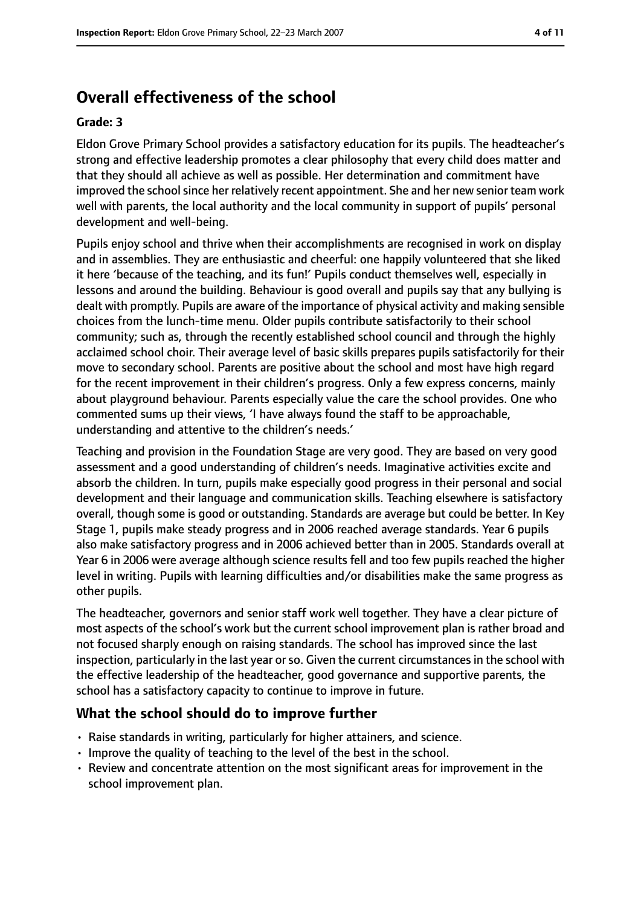## Overall effectiveness of the school

#### Grade: 3

Eldon Grove Primary School provides a satisfactory education for its pupils. The headteacher's strong and effective leadership promotes a clear philosophy that every child does matter and that they should all achieve as well as possible. Her determination and commitment have improved the school since her relatively recent appointment. She and her new senior team work well with parents, the local authority and the local community in support of pupils' personal development and well-being.

Pupils enjoy school and thrive when their accomplishments are recognised in work on display and in assemblies. They are enthusiastic and cheerful: one happily volunteered that she liked it here 'because of the teaching, and its fun!' Pupils conduct themselves well, especially in lessons and around the building. Behaviour is good overall and pupils say that any bullying is dealt with promptly. Pupils are aware of the importance of physical activity and making sensible choices from the lunch-time menu. Older pupils contribute satisfactorily to their school community; such as, through the recently established school council and through the highly acclaimed school choir. Their average level of basic skills prepares pupils satisfactorily for their move to secondary school. Parents are positive about the school and most have high regard for the recent improvement in their children's progress. Only a few express concerns, mainly about playground behaviour. Parents especially value the care the school provides. One who commented sums up their views, 'I have always found the staff to be approachable, understanding and attentive to the children's needs.'

Teaching and provision in the Foundation Stage are very good. They are based on very good assessment and a good understanding of children's needs. Imaginative activities excite and absorb the children. In turn, pupils make especially good progress in their personal and social development and their language and communication skills. Teaching elsewhere is satisfactory overall, though some is good or outstanding. Standards are average but could be better. In Key Stage 1, pupils make steady progress and in 2006 reached average standards. Year 6 pupils also make satisfactory progress and in 2006 achieved better than in 2005. Standards overall at Year 6 in 2006 were average although science results fell and too few pupils reached the higher level in writing. Pupils with learning difficulties and/or disabilities make the same progress as other pupils.

The headteacher, governors and senior staff work well together. They have a clear picture of most aspects of the school's work but the current school improvement plan is rather broad and not focused sharply enough on raising standards. The school has improved since the last inspection, particularly in the last year or so. Given the current circumstances in the school with the effective leadership of the headteacher, good governance and supportive parents, the school has a satisfactory capacity to continue to improve in future.

### What the school should do to improve further

- Raise standards in writing, particularly for higher attainers, and science.
- Improve the quality of teaching to the level of the best in the school.
- Review and concentrate attention on the most significant areas for improvement in the school improvement plan.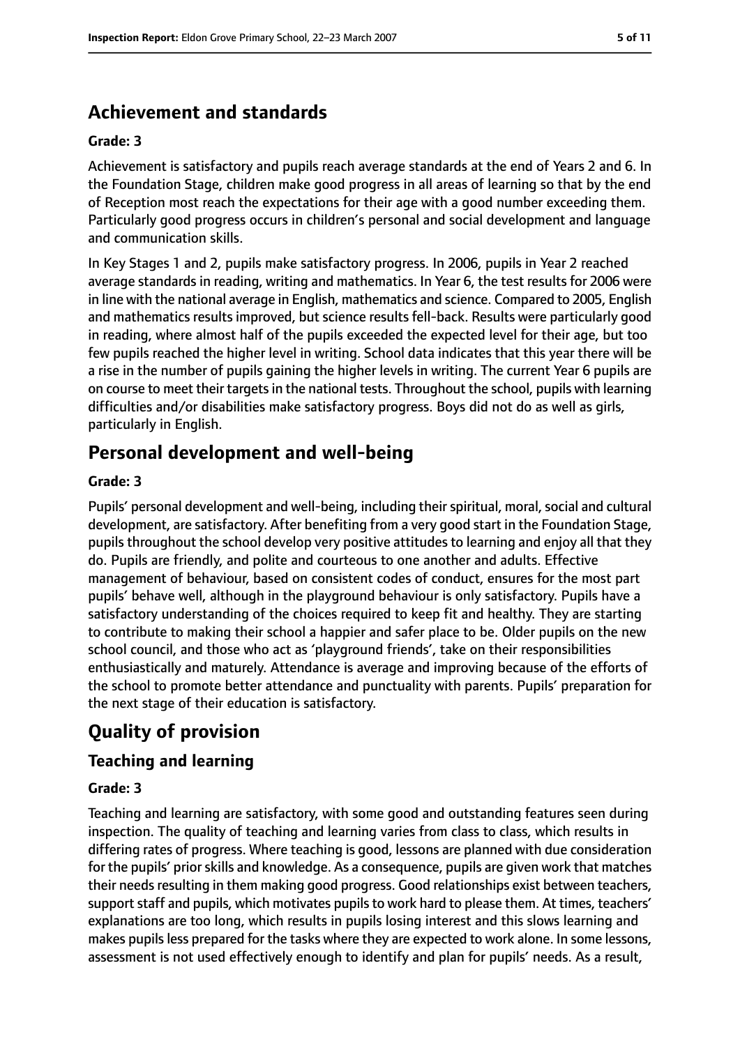## Achievement and standards

**Grade: 3**

Achievement is satisfactory and pupils reach average standards at the end of Years 2 and 6. In the Foundation Stage, children make good progress in all areas of learning so that by the end of Reception most reach the expectations for their age with a good number exceeding them. Particularly good progress occurs in children's personal and social development and language and communication skills.

In Key Stages 1 and 2, pupils make satisfactory progress. In 2006, pupils in Year 2 reached average standards in reading, writing and mathematics. In Year 6, the test results for 2006 were in line with the national average in English, mathematics and science. Compared to 2005, English and mathematics results improved, but science results fell-back. Results were particularly good in reading, where almost half of the pupils exceeded the expected level for their age, but too few pupils reached the higher level in writing. School data indicates that this year there will be a rise in the number of pupils gaining the higher levels in writing. The current Year 6 pupils are on course to meet their targets in the national tests. Throughout the school, pupils with learning difficulties and/or disabilities make satisfactory progress. Boys did not do as well as girls, particularly in English.

## Personal development and well-being

**Grade: 3**

Pupils' personal development and well-being, including their spiritual, moral, social and cultural development, are satisfactory. After benefiting from a very good start in the Foundation Stage, pupils throughout the school develop very positive attitudes to learning and enjoy all that they do. Pupils are friendly, and polite and courteous to one another and adults. Effective management of behaviour, based on consistent codes of conduct, ensures for the most part pupils' behave well, although in the playground behaviour is only satisfactory. Pupils have a satisfactory understanding of the choices required to keep fit and healthy. They are starting to contribute to making their school a happier and safer place to be. Older pupils on the new school council, and those who act as 'playground friends', take on their responsibilities enthusiastically and maturely. Attendance is average and improving because of the efforts of the school to promote better attendance and punctuality with parents. Pupils' preparation for the next stage of their education is satisfactory.

# Quality of provision

### Teaching and learning

**Grade: 3**

Teaching and learning are satisfactory, with some good and outstanding features seen during inspection. The quality of teaching and learning varies from class to class, which results in differing rates of progress. Where teaching is good, lessons are planned with due consideration for the pupils' prior skills and knowledge. As a consequence, pupils are given work that matches their needs resulting in them making good progress. Good relationships exist between teachers, support staff and pupils, which motivates pupils to work hard to please them. At times, teachers' explanations are too long, which results in pupils losing interest and this slows learning and makes pupils less prepared for the tasks where they are expected to work alone. In some lessons, assessment is not used effectively enough to identify and plan for pupils' needs. As a result,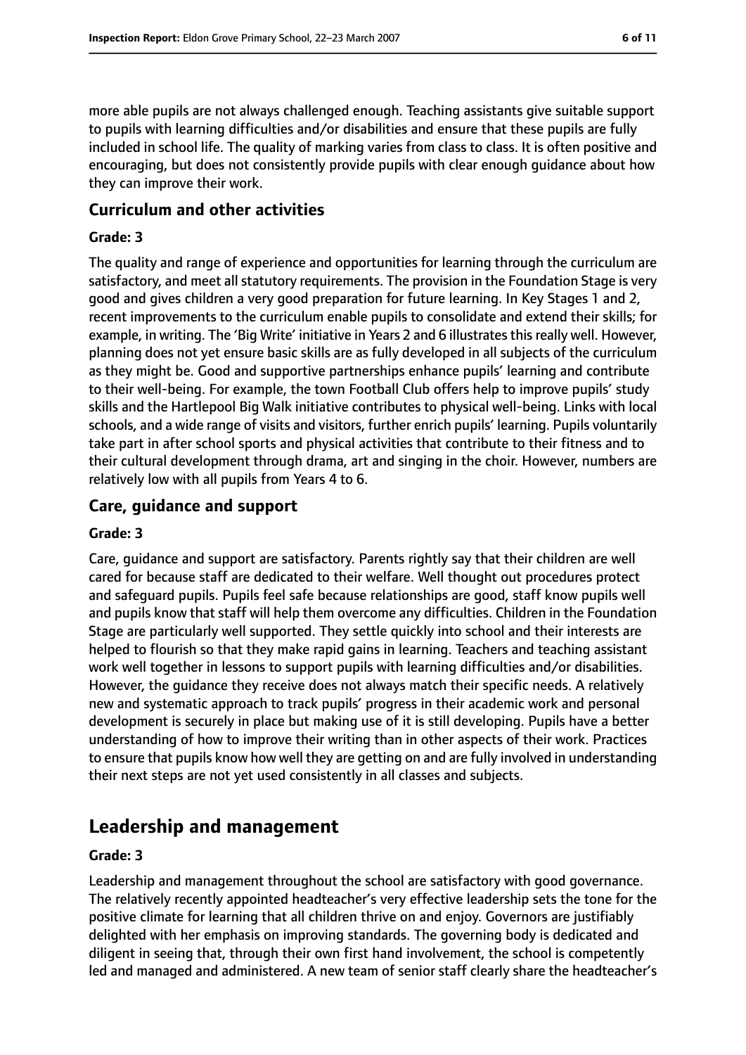more able pupils are not always challenged enough. Teaching assistants give suitable support to pupils with learning difficulties and/or disabilities and ensure that these pupils are fully included in school life. The quality of marking varies from class to class. It is often positive and encouraging, but does not consistently provide pupils with clear enough guidance about how they can improve their work.

### Curriculum and other activities

#### Grade: 3

The quality and range of experience and opportunities for learning through the curriculum are satisfactory, and meet all statutory requirements. The provision in the Foundation Stage is very good and gives children a very good preparation for future learning. In Key Stages 1 and 2, recent improvements to the curriculum enable pupils to consolidate and extend their skills; for example, in writing. The 'Big Write' initiative in Years 2 and 6 illustrates this really well. However, planning does not yet ensure basic skills are as fully developed in all subjects of the curriculum as they might be. Good and supportive partnerships enhance pupils' learning and contribute to their well-being. For example, the town Football Club offers help to improve pupils' study skills and the Hartlepool Big Walk initiative contributes to physical well-being. Links with local schools, and a wide range of visits and visitors, further enrich pupils' learning. Pupils voluntarily take part in after school sports and physical activities that contribute to their fitness and to their cultural development through drama, art and singing in the choir. However, numbers are relatively low with all pupils from Years 4 to 6.

### Care, guidance and support

#### Grade: 3

Care, guidance and support are satisfactory. Parents rightly say that their children are well cared for because staff are dedicated to their welfare. Well thought out procedures protect and safeguard pupils. Pupils feel safe because relationships are good, staff know pupils well and pupils know that staff will help them overcome any difficulties. Children in the Foundation Stage are particularly well supported. They settle quickly into school and their interests are helped to flourish so that they make rapid gains in learning. Teachers and teaching assistant work well together in lessons to support pupils with learning difficulties and/or disabilities. However, the guidance they receive does not always match their specific needs. A relatively new and systematic approach to track pupils' progress in their academic work and personal development is securely in place but making use of it is still developing. Pupils have a better understanding of how to improve their writing than in other aspects of their work. Practices to ensure that pupils know how well they are getting on and are fully involved in understanding their next steps are not yet used consistently in all classes and subjects.

## Leadership and management

#### Grade: 3

Leadership and management throughout the school are satisfactory with good governance. The relatively recently appointed headteacher's very effective leadership sets the tone for the positive climate for learning that all children thrive on and enjoy. Governors are justifiably delighted with her emphasis on improving standards. The governing body is dedicated and diligent in seeing that, through their own first hand involvement, the school is competently led and managed and administered. A new team of senior staff clearly share the headteacher's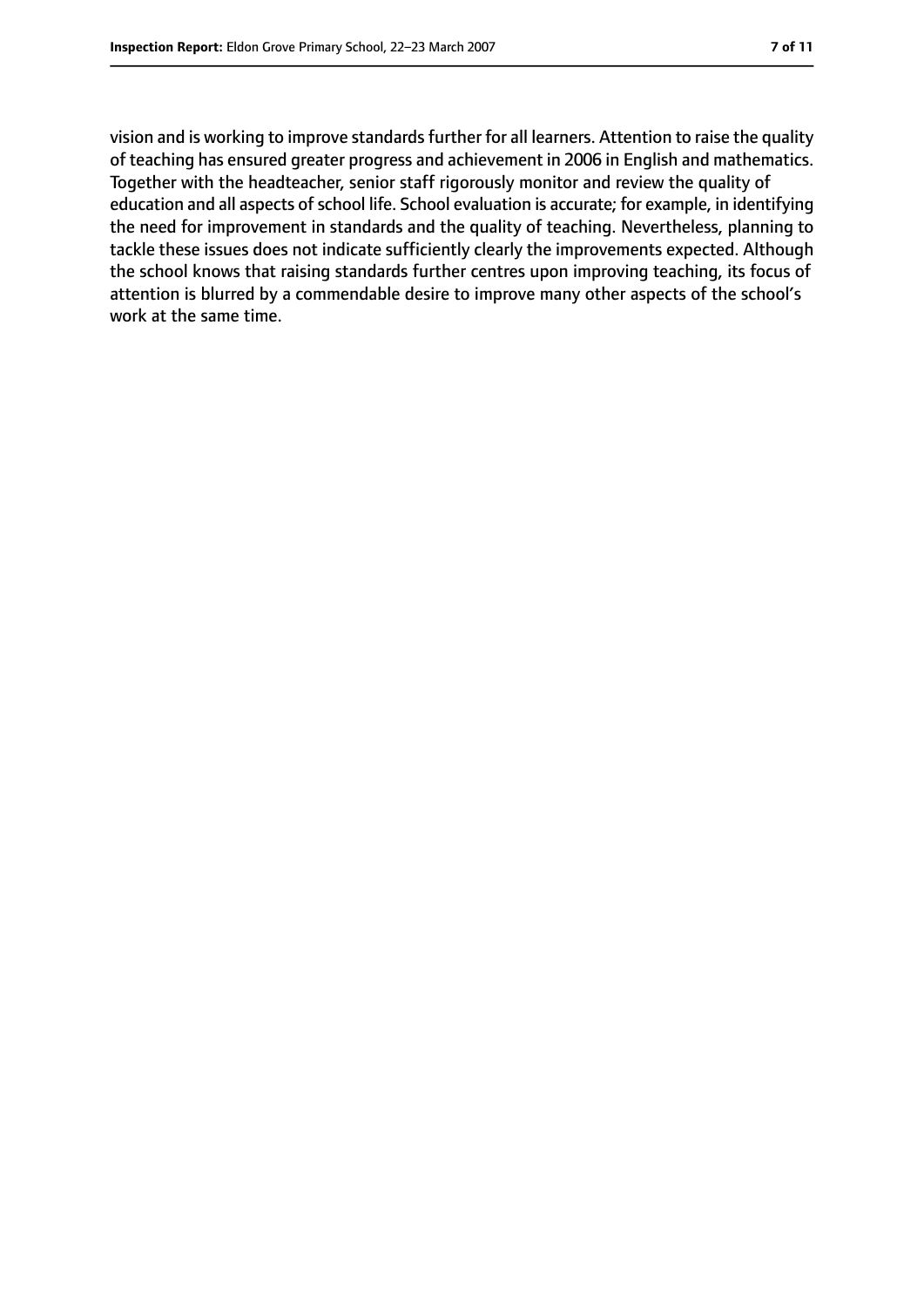vision and is working to improve standards further for all learners. Attention to raise the quality of teaching has ensured greater progress and achievement in 2006 in English and mathematics. Together with the headteacher, senior staff rigorously monitor and review the quality of education and all aspects of school life. School evaluation is accurate; for example, in identifying the need for improvement in standards and the quality of teaching. Nevertheless, planning to tackle these issues does not indicate sufficiently clearly the improvements expected. Although the school knows that raising standards further centres upon improving teaching, its focus of attention is blurred by a commendable desire to improve many other aspects of the school's work at the same time.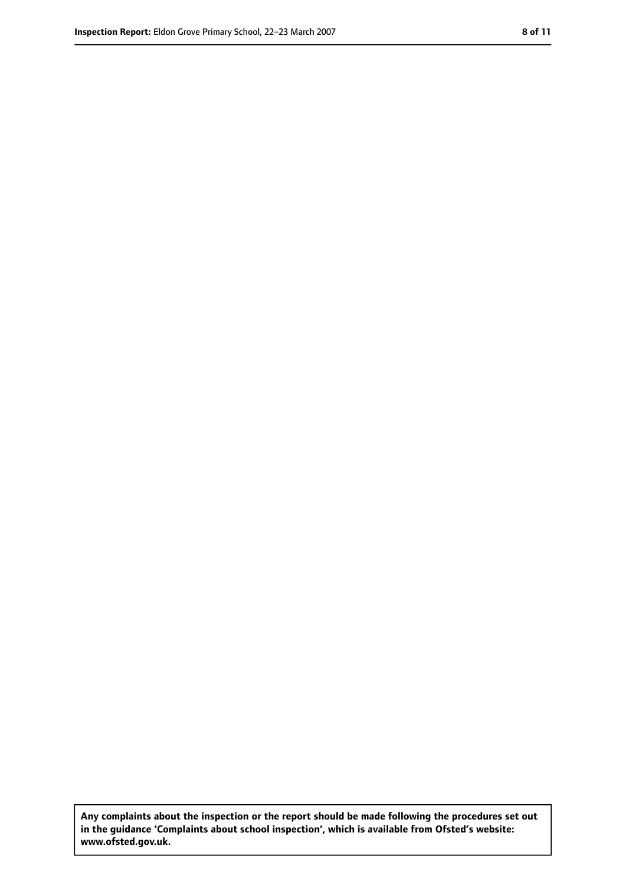**Any complaints about the inspection or the report should be made following the procedures set out in the guidance 'Complaints about school inspection', which is available from Ofsted's website: www.ofsted.gov.uk.**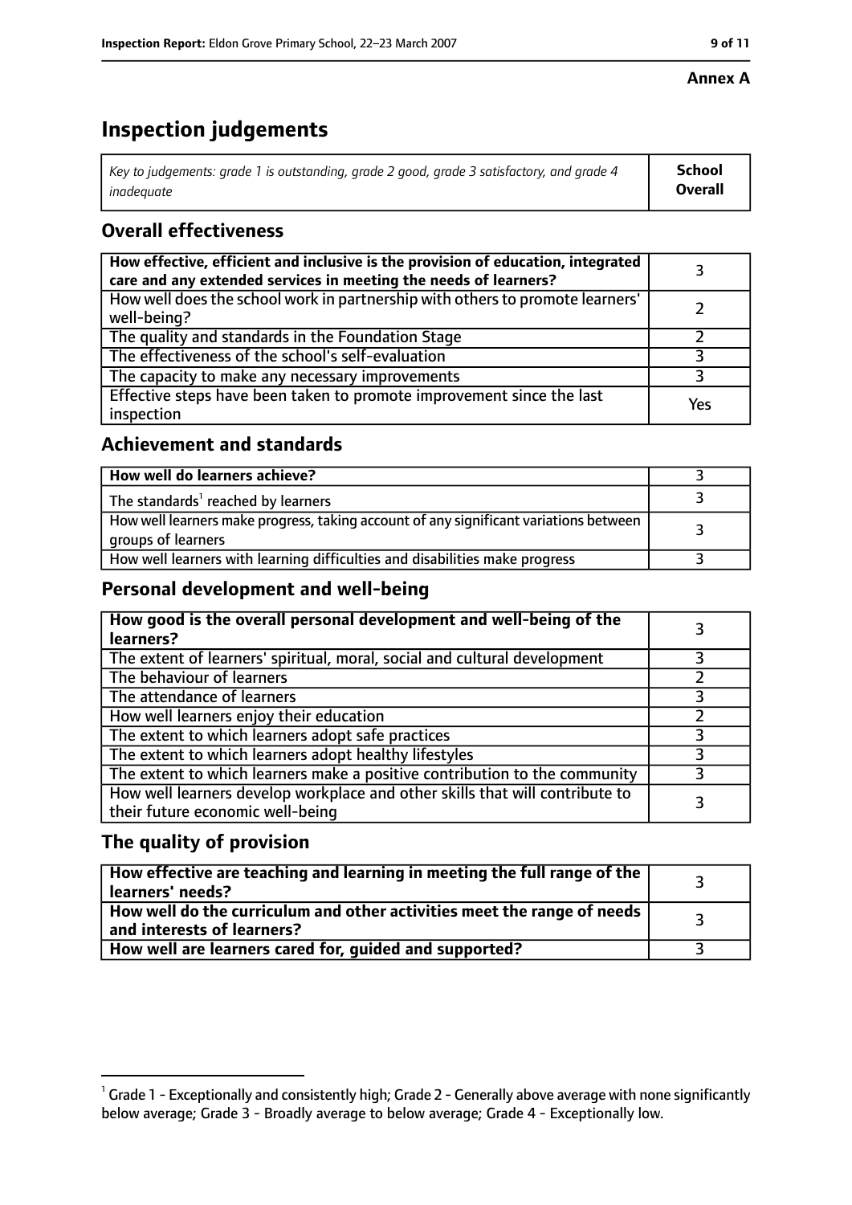**Annex A**

# Inspection judgements

| *Key to judgements: grade 1 is outstanding, grade 2 good, grade 3 satisfactory, and grade 4 inadequate* | **School Overall** |
|---|---|

## Overall effectiveness

| | |
|---|---|
| **How effective, efficient and inclusive is the provision of education, integrated care and any extended services in meeting the needs of learners?** | 3 |
| How well does the school work in partnership with others to promote learners' well-being? | 2 |
| The quality and standards in the Foundation Stage | 2 |
| The effectiveness of the school's self-evaluation | 3 |
| The capacity to make any necessary improvements | 3 |
| Effective steps have been taken to promote improvement since the last inspection | Yes |

## Achievement and standards

| | |
|---|---|
| **How well do learners achieve?** | 3 |
| The standards[1] reached by learners | 3 |
| How well learners make progress, taking account of any significant variations between groups of learners | 3 |
| How well learners with learning difficulties and disabilities make progress | 3 |

## Personal development and well-being

| | |
|---|---|
| **How good is the overall personal development and well-being of the learners?** | 3 |
| The extent of learners' spiritual, moral, social and cultural development | 3 |
| The behaviour of learners | 2 |
| The attendance of learners | 3 |
| How well learners enjoy their education | 2 |
| The extent to which learners adopt safe practices | 3 |
| The extent to which learners adopt healthy lifestyles | 3 |
| The extent to which learners make a positive contribution to the community | 3 |
| How well learners develop workplace and other skills that will contribute to their future economic well-being | 3 |

## The quality of provision

| | |
|---|---|
| **How effective are teaching and learning in meeting the full range of the learners' needs?** | 3 |
| **How well do the curriculum and other activities meet the range of needs and interests of learners?** | 3 |
| **How well are learners cared for, guided and supported?** | 3 |

[1] Grade 1 - Exceptionally and consistently high; Grade 2 - Generally above average with none significantly below average; Grade 3 - Broadly average to below average; Grade 4 - Exceptionally low.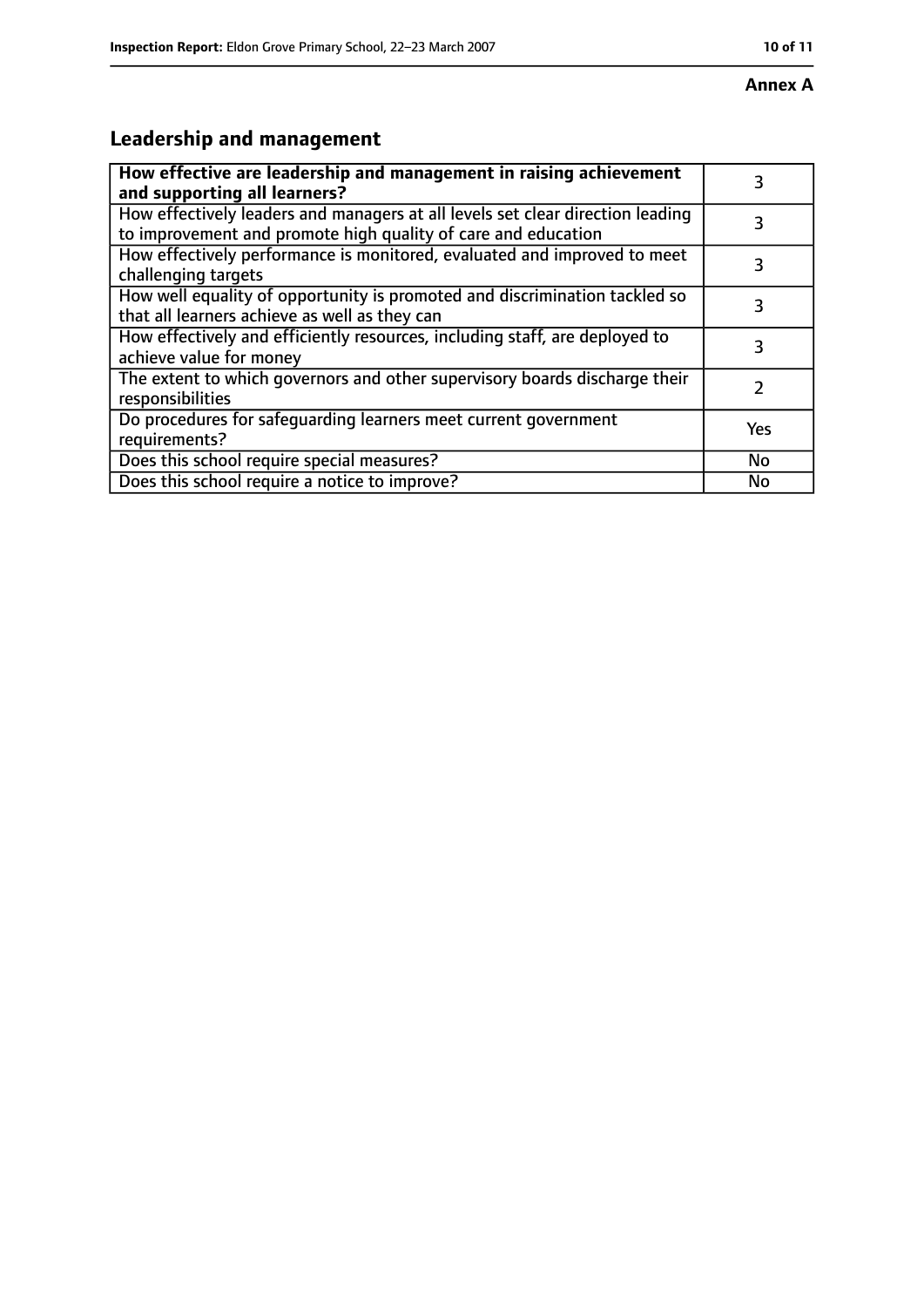**Annex A**

## Leadership and management

| **How effective are leadership and management in raising achievement and supporting all learners?** | 3 |
|---|---|
| How effectively leaders and managers at all levels set clear direction leading to improvement and promote high quality of care and education | 3 |
| How effectively performance is monitored, evaluated and improved to meet challenging targets | 3 |
| How well equality of opportunity is promoted and discrimination tackled so that all learners achieve as well as they can | 3 |
| How effectively and efficiently resources, including staff, are deployed to achieve value for money | 3 |
| The extent to which governors and other supervisory boards discharge their responsibilities | 2 |
| Do procedures for safeguarding learners meet current government requirements? | Yes |
| Does this school require special measures? | No |
| Does this school require a notice to improve? | No |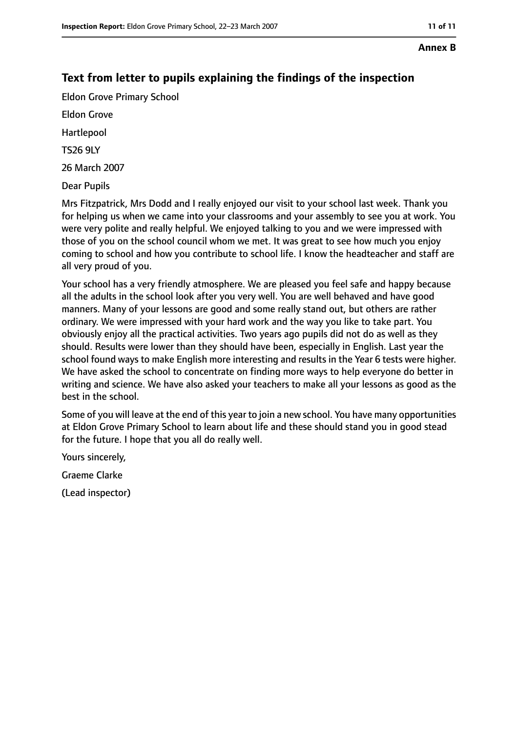Annex B

## Text from letter to pupils explaining the findings of the inspection

Eldon Grove Primary School

Eldon Grove

Hartlepool

TS26 9LY

26 March 2007

Dear Pupils

Mrs Fitzpatrick, Mrs Dodd and I really enjoyed our visit to your school last week. Thank you for helping us when we came into your classrooms and your assembly to see you at work. You were very polite and really helpful. We enjoyed talking to you and we were impressed with those of you on the school council whom we met. It was great to see how much you enjoy coming to school and how you contribute to school life. I know the headteacher and staff are all very proud of you.

Your school has a very friendly atmosphere. We are pleased you feel safe and happy because all the adults in the school look after you very well. You are well behaved and have good manners. Many of your lessons are good and some really stand out, but others are rather ordinary. We were impressed with your hard work and the way you like to take part. You obviously enjoy all the practical activities. Two years ago pupils did not do as well as they should. Results were lower than they should have been, especially in English. Last year the school found ways to make English more interesting and results in the Year 6 tests were higher. We have asked the school to concentrate on finding more ways to help everyone do better in writing and science. We have also asked your teachers to make all your lessons as good as the best in the school.

Some of you will leave at the end of this year to join a new school. You have many opportunities at Eldon Grove Primary School to learn about life and these should stand you in good stead for the future. I hope that you all do really well.

Yours sincerely,

Graeme Clarke

(Lead inspector)